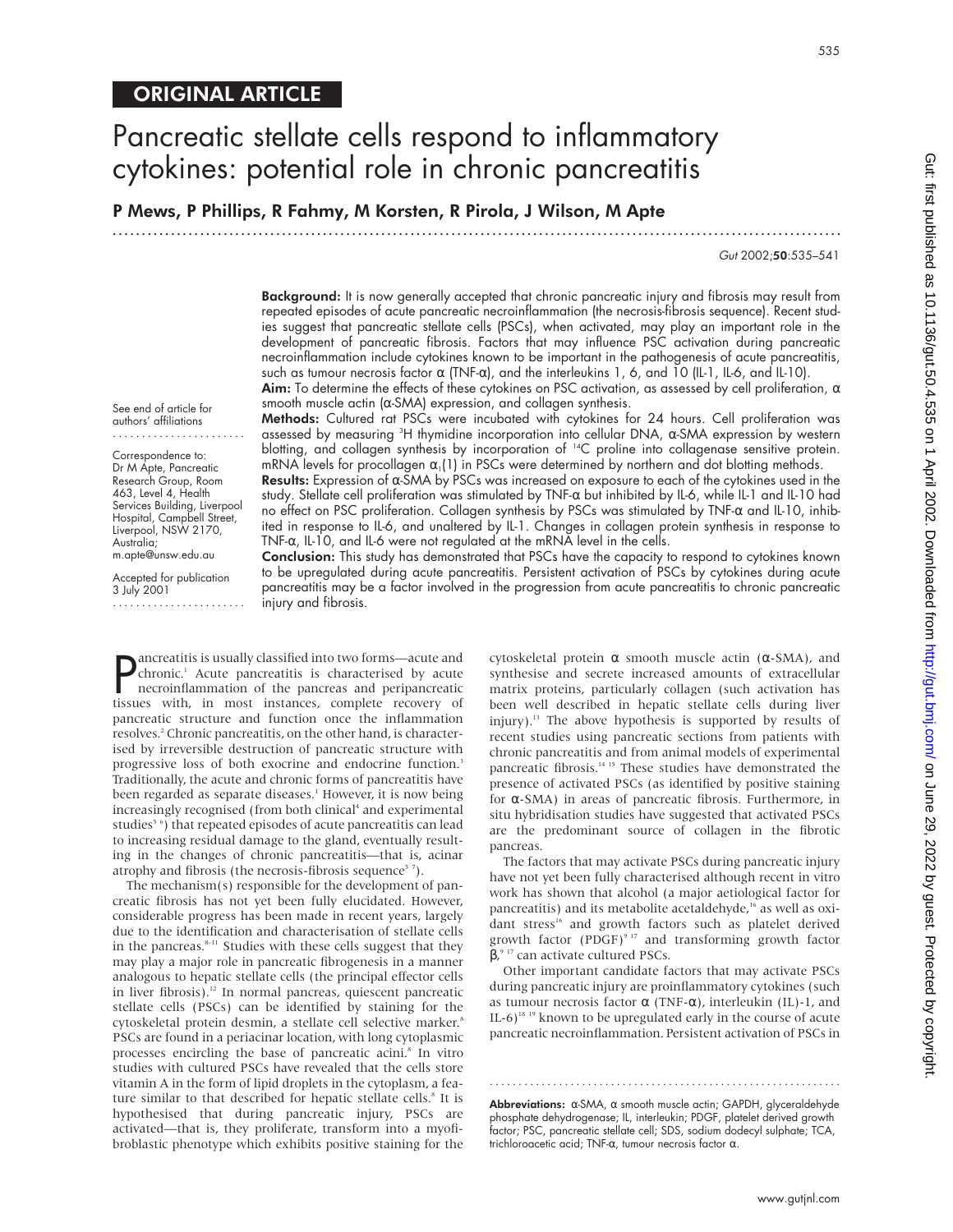ORIGINAL ARTICLE

# Pancreatic stellate cells respond to inflammatory cytokines: potential role in chronic pancreatitis

**P Mews, P Phillips, R Fahmy, M Korsten, R Pirola, J Wilson, M Apte**

See end of article for authors' affiliations

Correspondence to: Dr M Apte, Pancreatic Research Group, Room 463, Level 4, Health Services Building, Liverpool Hospital, Campbell Street, Liverpool, NSW 2170, Australia; m.apte@unsw.edu.au

Accepted for publication 3 July 2001

**Background:** It is now generally accepted that chronic pancreatic injury and fibrosis may result from repeated episodes of acute pancreatic necroinflammation (the necrosis-fibrosis sequence). Recent studies suggest that pancreatic stellate cells (PSCs), when activated, may play an important role in the development of pancreatic fibrosis. Factors that may influence PSC activation during pancreatic necroinflammation include cytokines known to be important in the pathogenesis of acute pancreatitis, such as tumour necrosis factor α (TNF-α), and the interleukins 1, 6, and 10 (IL-1, IL-6, and IL-10).

**Aim:** To determine the effects of these cytokines on PSC activation, as assessed by cell proliferation, α smooth muscle actin (α-SMA) expression, and collagen synthesis.

**Methods:** Cultured rat PSCs were incubated with cytokines for 24 hours. Cell proliferation was assessed by measuring $^{3}$H thymidine incorporation into cellular DNA, α-SMA expression by western blotting, and collagen synthesis by incorporation of $^{14}$C proline into collagenase sensitive protein. mRNA levels for procollagen $\alpha_1$(I) in PSCs were determined by northern and dot blotting methods.

**Results:** Expression of α-SMA by PSCs was increased on exposure to each of the cytokines used in the study. Stellate cell proliferation was stimulated by TNF-α but inhibited by IL-6, while IL-1 and IL-10 had no effect on PSC proliferation. Collagen synthesis by PSCs was stimulated by TNF-α and IL-10, inhibited in response to IL-6, and unaltered by IL-1. Changes in collagen protein synthesis in response to TNF-α, IL-10, and IL-6 were not regulated at the mRNA level in the cells.

**Conclusion:** This study has demonstrated that PSCs have the capacity to respond to cytokines known to be upregulated during acute pancreatitis. Persistent activation of PSCs by cytokines during acute pancreatitis may be a factor involved in the progression from acute pancreatitis to chronic pancreatic injury and fibrosis.

Pancreatitis is usually classified into two forms—acute and chronic.[1] Acute pancreatitis is characterised by acute necroinflammation of the pancreas and peripancreatic tissues with, in most instances, complete recovery of pancreatic structure and function once the inflammation resolves.[2] Chronic pancreatitis, on the other hand, is characterised by irreversible destruction of pancreatic structure with progressive loss of both exocrine and endocrine function.[3] Traditionally, the acute and chronic forms of pancreatitis have been regarded as separate diseases.[1] However, it is now being increasingly recognised (from both clinical[4] and experimental studies[5 6]) that repeated episodes of acute pancreatitis can lead to increasing residual damage to the gland, eventually resulting in the changes of chronic pancreatitis—that is, acinar atrophy and fibrosis (the necrosis-fibrosis sequence[5 7]).

The mechanism(s) responsible for the development of pancreatic fibrosis has not yet been fully elucidated. However, considerable progress has been made in recent years, largely due to the identification and characterisation of stellate cells in the pancreas.[8–11] Studies with these cells suggest that they may play a major role in pancreatic fibrogenesis in a manner analogous to hepatic stellate cells (the principal effector cells in liver fibrosis).[12] In normal pancreas, quiescent pancreatic stellate cells (PSCs) can be identified by staining for the cytoskeletal protein desmin, a stellate cell selective marker.[8] PSCs are found in a periacinar location, with long cytoplasmic processes encircling the base of pancreatic acini.[8] In vitro studies with cultured PSCs have revealed that the cells store vitamin A in the form of lipid droplets in the cytoplasm, a feature similar to that described for hepatic stellate cells.[8] It is hypothesised that during pancreatic injury, PSCs are activated—that is, they proliferate, transform into a myofibroblastic phenotype which exhibits positive staining for the cytoskeletal protein α smooth muscle actin (α-SMA), and synthesise and secrete increased amounts of extracellular matrix proteins, particularly collagen (such activation has been well described in hepatic stellate cells during liver injury).[13] The above hypothesis is supported by results of recent studies using pancreatic sections from patients with chronic pancreatitis and from animal models of experimental pancreatic fibrosis.[14 15] These studies have demonstrated the presence of activated PSCs (as identified by positive staining for α-SMA) in areas of pancreatic fibrosis. Furthermore, in situ hybridisation studies have suggested that activated PSCs are the predominant source of collagen in the fibrotic pancreas.

The factors that may activate PSCs during pancreatic injury have not yet been fully characterised although recent in vitro work has shown that alcohol (a major aetiological factor for pancreatitis) and its metabolite acetaldehyde,[16] as well as oxidant stress[16] and growth factors such as platelet derived growth factor (PDGF)[9 17] and transforming growth factor β,[9 17] can activate cultured PSCs.

Other important candidate factors that may activate PSCs during pancreatic injury are proinflammatory cytokines (such as tumour necrosis factor α (TNF-α), interleukin (IL)-1, and IL-6)[18 19] known to be upregulated early in the course of acute pancreatic necroinflammation. Persistent activation of PSCs in

**Abbreviations:** α-SMA, α smooth muscle actin; GAPDH, glyceraldehyde phosphate dehydrogenase; IL, interleukin; PDGF, platelet derived growth factor; PSC, pancreatic stellate cell; SDS, sodium dodecyl sulphate; TCA, trichloroacetic acid; TNF-α, tumour necrosis factor α.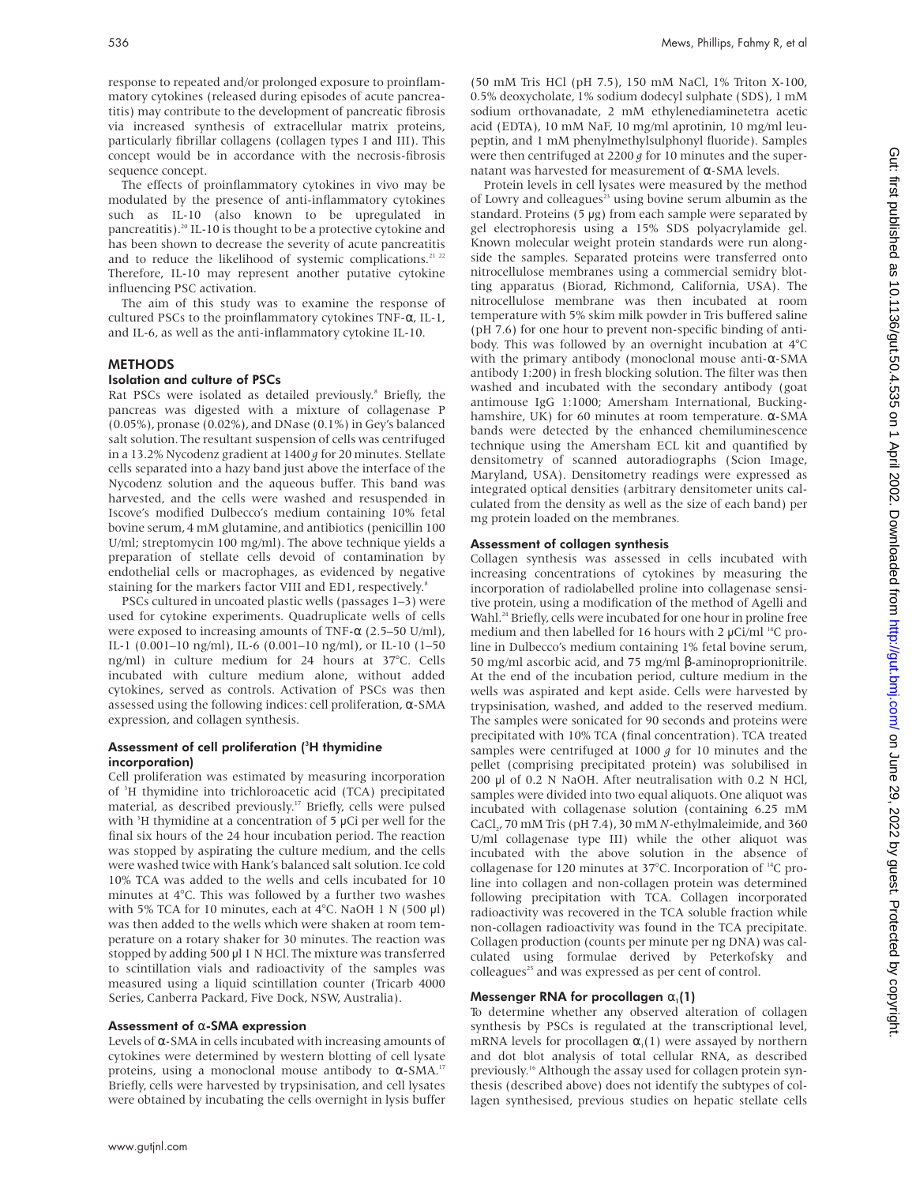response to repeated and/or prolonged exposure to proinflammatory cytokines (released during episodes of acute pancreatitis) may contribute to the development of pancreatic fibrosis via increased synthesis of extracellular matrix proteins, particularly fibrillar collagens (collagen types I and III). This concept would be in accordance with the necrosis-fibrosis sequence concept.

The effects of proinflammatory cytokines in vivo may be modulated by the presence of anti-inflammatory cytokines such as IL-10 (also known to be upregulated in pancreatitis).[20] IL-10 is thought to be a protective cytokine and has been shown to decrease the severity of acute pancreatitis and to reduce the likelihood of systemic complications.[21 22] Therefore, IL-10 may represent another putative cytokine influencing PSC activation.

The aim of this study was to examine the response of cultured PSCs to the proinflammatory cytokines TNF-α, IL-1, and IL-6, as well as the anti-inflammatory cytokine IL-10.

## METHODS

### Isolation and culture of PSCs

Rat PSCs were isolated as detailed previously.[8] Briefly, the pancreas was digested with a mixture of collagenase P (0.05%), pronase (0.02%), and DNase (0.1%) in Gey's balanced salt solution. The resultant suspension of cells was centrifuged in a 13.2% Nycodenz gradient at 1400 *g* for 20 minutes. Stellate cells separated into a hazy band just above the interface of the Nycodenz solution and the aqueous buffer. This band was harvested, and the cells were washed and resuspended in Iscove's modified Dulbecco's medium containing 10% fetal bovine serum, 4 mM glutamine, and antibiotics (penicillin 100 U/ml; streptomycin 100 mg/ml). The above technique yields a preparation of stellate cells devoid of contamination by endothelial cells or macrophages, as evidenced by negative staining for the markers factor VIII and ED1, respectively.[8]

PSCs cultured in uncoated plastic wells (passages 1–3) were used for cytokine experiments. Quadruplicate wells of cells were exposed to increasing amounts of TNF-α (2.5–50 U/ml), IL-1 (0.001–10 ng/ml), IL-6 (0.001–10 ng/ml), or IL-10 (1–50 ng/ml) in culture medium for 24 hours at 37°C. Cells incubated with culture medium alone, without added cytokines, served as controls. Activation of PSCs was then assessed using the following indices: cell proliferation, α-SMA expression, and collagen synthesis.

### Assessment of cell proliferation ($^3$H thymidine incorporation)

Cell proliferation was estimated by measuring incorporation of $^3$H thymidine into trichloroacetic acid (TCA) precipitated material, as described previously.[17] Briefly, cells were pulsed with $^3$H thymidine at a concentration of 5 μCi per well for the final six hours of the 24 hour incubation period. The reaction was stopped by aspirating the culture medium, and the cells were washed twice with Hank's balanced salt solution. Ice cold 10% TCA was added to the wells and cells incubated for 10 minutes at 4°C. This was followed by a further two washes with 5% TCA for 10 minutes, each at 4°C. NaOH 1 N (500 μl) was then added to the wells which were shaken at room temperature on a rotary shaker for 30 minutes. The reaction was stopped by adding 500 μl 1 N HCl. The mixture was transferred to scintillation vials and radioactivity of the samples was measured using a liquid scintillation counter (Tricarb 4000 Series, Canberra Packard, Five Dock, NSW, Australia).

### Assessment of α-SMA expression

Levels of α-SMA in cells incubated with increasing amounts of cytokines were determined by western blotting of cell lysate proteins, using a monoclonal mouse antibody to α-SMA.[17] Briefly, cells were harvested by trypsinisation, and cell lysates were obtained by incubating the cells overnight in lysis buffer (50 mM Tris HCl (pH 7.5), 150 mM NaCl, 1% Triton X-100, 0.5% deoxycholate, 1% sodium dodecyl sulphate (SDS), 1 mM sodium orthovanadate, 2 mM ethylenediaminetetra acetic acid (EDTA), 10 mM NaF, 10 mg/ml aprotinin, 10 mg/ml leupeptin, and 1 mM phenylmethylsulphonyl fluoride). Samples were then centrifuged at 2200 *g* for 10 minutes and the supernatant was harvested for measurement of α-SMA levels.

Protein levels in cell lysates were measured by the method of Lowry and colleagues[23] using bovine serum albumin as the standard. Proteins (5 μg) from each sample were separated by gel electrophoresis using a 15% SDS polyacrylamide gel. Known molecular weight protein standards were run alongside the samples. Separated proteins were transferred onto nitrocellulose membranes using a commercial semidry blotting apparatus (Biorad, Richmond, California, USA). The nitrocellulose membrane was then incubated at room temperature with 5% skim milk powder in Tris buffered saline (pH 7.6) for one hour to prevent non-specific binding of antibody. This was followed by an overnight incubation at 4°C with the primary antibody (monoclonal mouse anti-α-SMA antibody 1:200) in fresh blocking solution. The filter was then washed and incubated with the secondary antibody (goat antimouse IgG 1:1000; Amersham International, Buckinghamshire, UK) for 60 minutes at room temperature. α-SMA bands were detected by the enhanced chemiluminescence technique using the Amersham ECL kit and quantified by densitometry of scanned autoradiographs (Scion Image, Maryland, USA). Densitometry readings were expressed as integrated optical densities (arbitrary densitometer units calculated from the density as well as the size of each band) per mg protein loaded on the membranes.

### Assessment of collagen synthesis

Collagen synthesis was assessed in cells incubated with increasing concentrations of cytokines by measuring the incorporation of radiolabelled proline into collagenase sensitive protein, using a modification of the method of Agelli and Wahl.[24] Briefly, cells were incubated for one hour in proline free medium and then labelled for 16 hours with 2 μCi/ml $^{14}$C proline in Dulbecco's medium containing 1% fetal bovine serum, 50 mg/ml ascorbic acid, and 75 mg/ml β-aminoproprionitrile. At the end of the incubation period, culture medium in the wells was aspirated and kept aside. Cells were harvested by trypsinisation, washed, and added to the reserved medium. The samples were sonicated for 90 seconds and proteins were precipitated with 10% TCA (final concentration). TCA treated samples were centrifuged at 1000 *g* for 10 minutes and the pellet (comprising precipitated protein) was solubilised in 200 μl of 0.2 N NaOH. After neutralisation with 0.2 N HCl, samples were divided into two equal aliquots. One aliquot was incubated with collagenase solution (containing 6.25 mM $CaCl_2$, 70 mM Tris (pH 7.4), 30 mM *N*-ethylmaleimide, and 360 U/ml collagenase type III) while the other aliquot was incubated with the above solution in the absence of collagenase for 120 minutes at 37°C. Incorporation of $^{14}$C proline into collagen and non-collagen protein was determined following precipitation with TCA. Collagen incorporated radioactivity was recovered in the TCA soluble fraction while non-collagen radioactivity was found in the TCA precipitate. Collagen production (counts per minute per ng DNA) was calculated using formulae derived by Peterkofsky and colleagues[25] and was expressed as per cent of control.

### Messenger RNA for procollagen $\alpha_1$(1)

To determine whether any observed alteration of collagen synthesis by PSCs is regulated at the transcriptional level, mRNA levels for procollagen $\alpha_1$(1) were assayed by northern and dot blot analysis of total cellular RNA, as described previously.[16] Although the assay used for collagen protein synthesis (described above) does not identify the subtypes of collagen synthesised, previous studies on hepatic stellate cells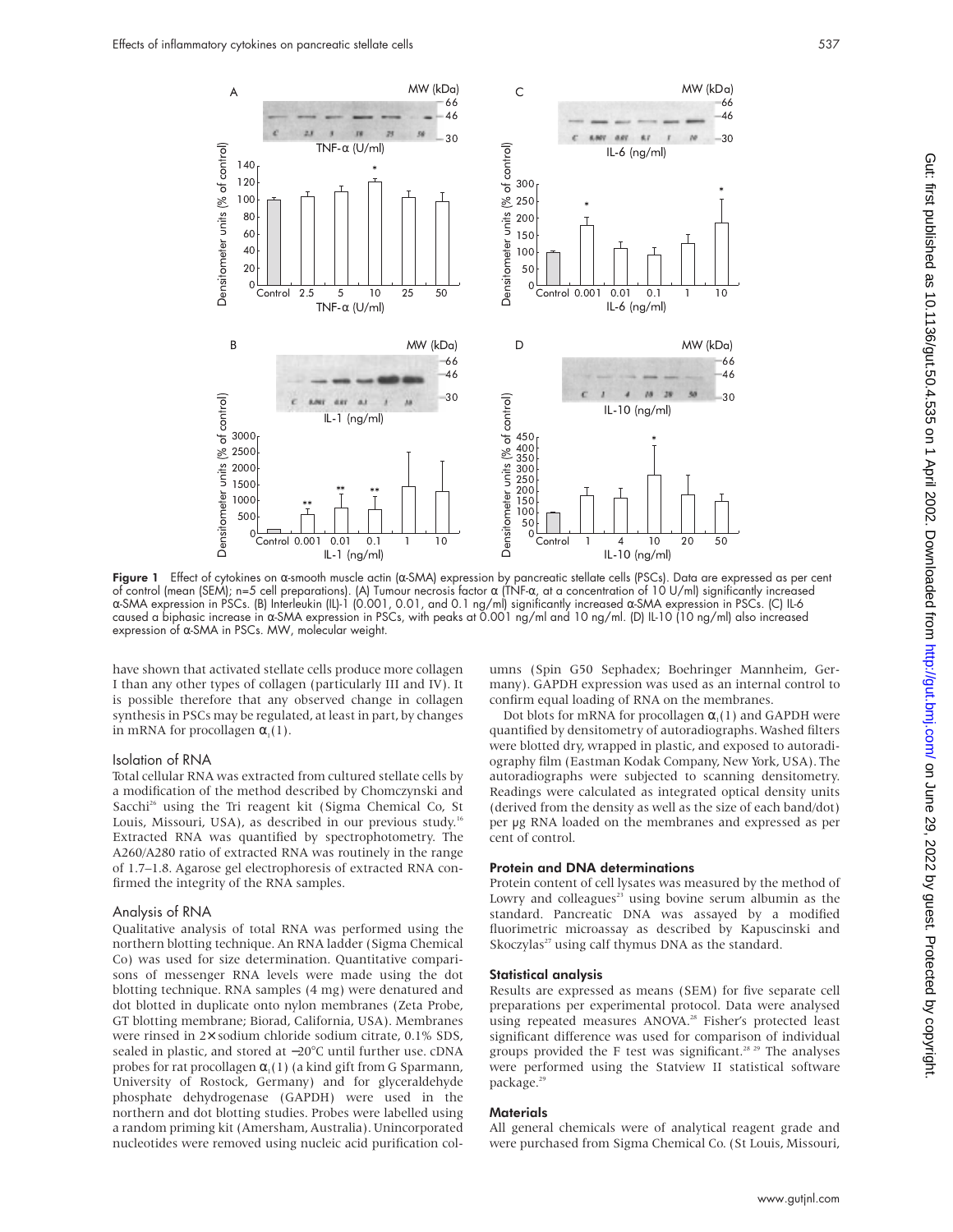**Figure 1** Effect of cytokines on α-smooth muscle actin (α-SMA) expression by pancreatic stellate cells (PSCs). Data are expressed as per cent of control (mean (SEM); n=5 cell preparations). (A) Tumour necrosis factor α (TNF-α, at a concentration of 10 U/ml) significantly increased α-SMA expression in PSCs. (B) Interleukin (IL)-1 (0.001, 0.01, and 0.1 ng/ml) significantly increased α-SMA expression in PSCs. (C) IL-6 caused a biphasic increase in α-SMA expression in PSCs, with peaks at 0.001 ng/ml and 10 ng/ml. (D) IL-10 (10 ng/ml) also increased expression of α-SMA in PSCs. MW, molecular weight.

have shown that activated stellate cells produce more collagen I than any other types of collagen (particularly III and IV). It is possible therefore that any observed change in collagen synthesis in PSCs may be regulated, at least in part, by changes in mRNA for procollagen $\alpha_1(1)$.

### Isolation of RNA

Total cellular RNA was extracted from cultured stellate cells by a modification of the method described by Chomczynski and Sacchi[26] using the Tri reagent kit (Sigma Chemical Co, St Louis, Missouri, USA), as described in our previous study.[16] Extracted RNA was quantified by spectrophotometry. The A260/A280 ratio of extracted RNA was routinely in the range of 1.7–1.8. Agarose gel electrophoresis of extracted RNA confirmed the integrity of the RNA samples.

### Analysis of RNA

Qualitative analysis of total RNA was performed using the northern blotting technique. An RNA ladder (Sigma Chemical Co) was used for size determination. Quantitative comparisons of messenger RNA levels were made using the dot blotting technique. RNA samples (4 mg) were denatured and dot blotted in duplicate onto nylon membranes (Zeta Probe, GT blotting membrane; Biorad, California, USA). Membranes were rinsed in 2× sodium chloride sodium citrate, 0.1% SDS, sealed in plastic, and stored at −20°C until further use. cDNA probes for rat procollagen $\alpha_1(1)$ (a kind gift from G Sparmann, University of Rostock, Germany) and for glyceraldehyde phosphate dehydrogenase (GAPDH) were used in the northern and dot blotting studies. Probes were labelled using a random priming kit (Amersham, Australia). Unincorporated nucleotides were removed using nucleic acid purification columns (Spin G50 Sephadex; Boehringer Mannheim, Germany). GAPDH expression was used as an internal control to confirm equal loading of RNA on the membranes.

Dot blots for mRNA for procollagen $\alpha_1(1)$ and GAPDH were quantified by densitometry of autoradiographs. Washed filters were blotted dry, wrapped in plastic, and exposed to autoradiography film (Eastman Kodak Company, New York, USA). The autoradiographs were subjected to scanning densitometry. Readings were calculated as integrated optical density units (derived from the density as well as the size of each band/dot) per µg RNA loaded on the membranes and expressed as per cent of control.

### Protein and DNA determinations

Protein content of cell lysates was measured by the method of Lowry and colleagues[23] using bovine serum albumin as the standard. Pancreatic DNA was assayed by a modified fluorimetric microassay as described by Kapuscinski and Skoczylas[27] using calf thymus DNA as the standard.

### Statistical analysis

Results are expressed as means (SEM) for five separate cell preparations per experimental protocol. Data were analysed using repeated measures ANOVA.[28] Fisher's protected least significant difference was used for comparison of individual groups provided the F test was significant.[28,29] The analyses were performed using the Statview II statistical software package.[29]

### Materials

All general chemicals were of analytical reagent grade and were purchased from Sigma Chemical Co. (St Louis, Missouri,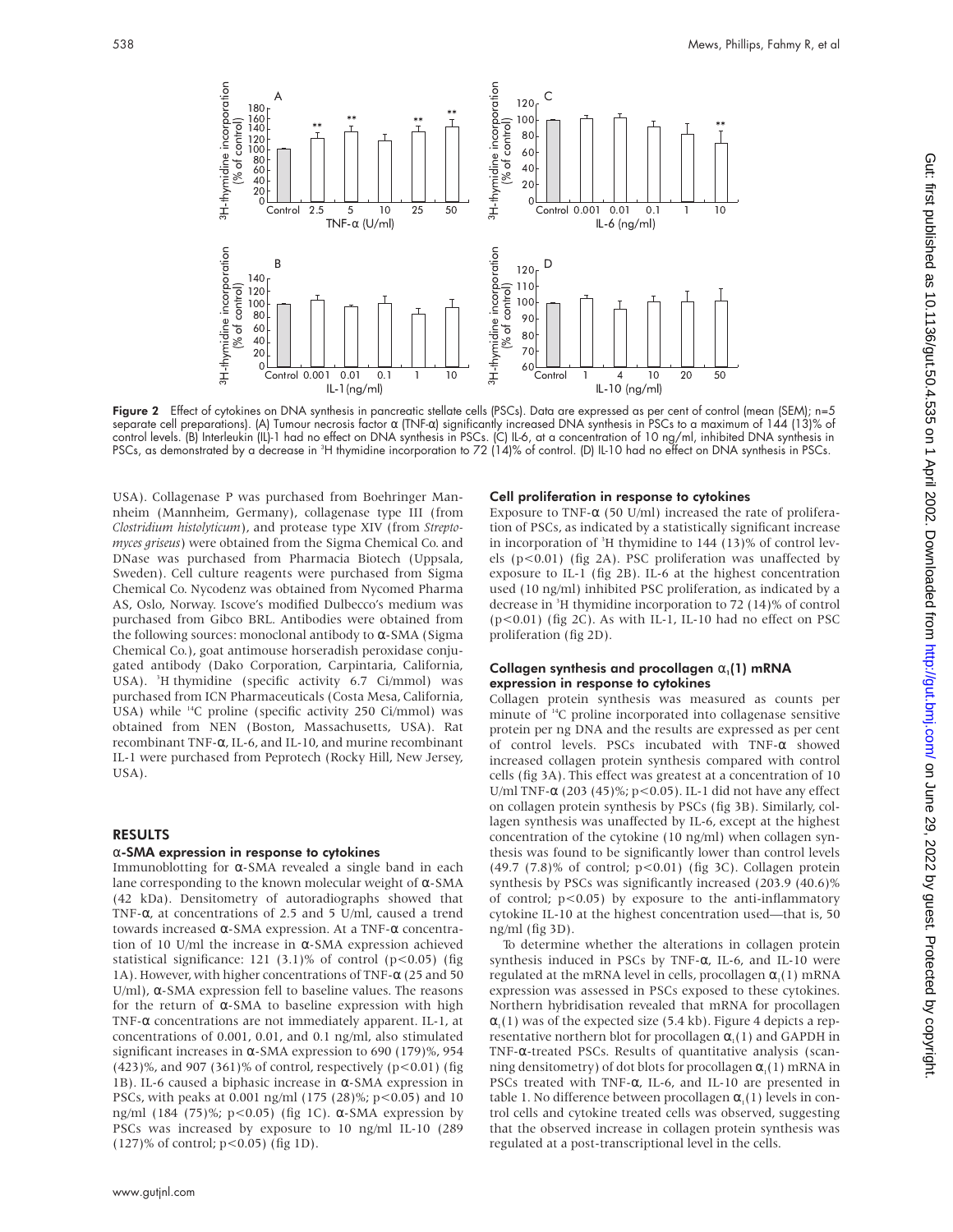Figure 2 Effect of cytokines on DNA synthesis in pancreatic stellate cells (PSCs). Data are expressed as per cent of control (mean (SEM); n=5 separate cell preparations). (A) Tumour necrosis factor α (TNF-α) significantly increased DNA synthesis in PSCs to a maximum of 144 (13)% of control levels. (B) Interleukin (IL)-1 had no effect on DNA synthesis in PSCs. (C) IL-6, at a concentration of 10 ng/ml, inhibited DNA synthesis in PSCs, as demonstrated by a decrease in $^3$H thymidine incorporation to 72 (14)% of control. (D) IL-10 had no effect on DNA synthesis in PSCs.

USA). Collagenase P was purchased from Boehringer Mannheim (Mannheim, Germany), collagenase type III (from *Clostridium histolyticum*), and protease type XIV (from *Streptomyces griseus*) were obtained from the Sigma Chemical Co. and DNase was purchased from Pharmacia Biotech (Uppsala, Sweden). Cell culture reagents were purchased from Sigma Chemical Co. Nycodenz was obtained from Nycomed Pharma AS, Oslo, Norway. Iscove's modified Dulbecco's medium was purchased from Gibco BRL. Antibodies were obtained from the following sources: monoclonal antibody to α-SMA (Sigma Chemical Co.), goat antimouse horseradish peroxidase conjugated antibody (Dako Corporation, Carpintaria, California, USA). $^3$H thymidine (specific activity 6.7 Ci/mmol) was purchased from ICN Pharmaceuticals (Costa Mesa, California, USA) while $^{14}$C proline (specific activity 250 Ci/mmol) was obtained from NEN (Boston, Massachusetts, USA). Rat recombinant TNF-α, IL-6, and IL-10, and murine recombinant IL-1 were purchased from Peprotech (Rocky Hill, New Jersey, USA).

## RESULTS

### α-SMA expression in response to cytokines

Immunoblotting for α-SMA revealed a single band in each lane corresponding to the known molecular weight of α-SMA (42 kDa). Densitometry of autoradiographs showed that TNF-α, at concentrations of 2.5 and 5 U/ml, caused a trend towards increased α-SMA expression. At a TNF-α concentration of 10 U/ml the increase in α-SMA expression achieved statistical significance: 121 (3.1)% of control ($p<0.05$) (fig 1A). However, with higher concentrations of TNF-α (25 and 50 U/ml), α-SMA expression fell to baseline values. The reasons for the return of α-SMA to baseline expression with high TNF-α concentrations are not immediately apparent. IL-1, at concentrations of 0.001, 0.01, and 0.1 ng/ml, also stimulated significant increases in α-SMA expression to 690 (179)%, 954 (423)%, and 907 (361)% of control, respectively ($p<0.01$) (fig 1B). IL-6 caused a biphasic increase in α-SMA expression in PSCs, with peaks at 0.001 ng/ml (175 (28)%; $p<0.05$) and 10 ng/ml (184 (75)%; $p<0.05$) (fig 1C). α-SMA expression by PSCs was increased by exposure to 10 ng/ml IL-10 (289 (127)% of control; $p<0.05$) (fig 1D).

### Cell proliferation in response to cytokines

Exposure to TNF-α (50 U/ml) increased the rate of proliferation of PSCs, as indicated by a statistically significant increase in incorporation of $^3$H thymidine to 144 (13)% of control levels ($p<0.01$) (fig 2A). PSC proliferation was unaffected by exposure to IL-1 (fig 2B). IL-6 at the highest concentration used (10 ng/ml) inhibited PSC proliferation, as indicated by a decrease in $^3$H thymidine incorporation to 72 (14)% of control ($p<0.01$) (fig 2C). As with IL-1, IL-10 had no effect on PSC proliferation (fig 2D).

### Collagen synthesis and procollagen $\alpha_1$(1) mRNA expression in response to cytokines

Collagen protein synthesis was measured as counts per minute of $^{14}$C proline incorporated into collagenase sensitive protein per ng DNA and the results are expressed as per cent of control levels. PSCs incubated with TNF-α showed increased collagen protein synthesis compared with control cells (fig 3A). This effect was greatest at a concentration of 10 U/ml TNF-α (203 (45)%; $p<0.05$). IL-1 did not have any effect on collagen protein synthesis by PSCs (fig 3B). Similarly, collagen synthesis was unaffected by IL-6, except at the highest concentration of the cytokine (10 ng/ml) when collagen synthesis was found to be significantly lower than control levels (49.7 (7.8)% of control; $p<0.01$) (fig 3C). Collagen protein synthesis by PSCs was significantly increased (203.9 (40.6)% of control; $p<0.05$) by exposure to the anti-inflammatory cytokine IL-10 at the highest concentration used—that is, 50 ng/ml (fig 3D).

To determine whether the alterations in collagen protein synthesis induced in PSCs by TNF-α, IL-6, and IL-10 were regulated at the mRNA level in cells, procollagen $\alpha_1$(1) mRNA expression was assessed in PSCs exposed to these cytokines. Northern hybridisation revealed that mRNA for procollagen $\alpha_1$(1) was of the expected size (5.4 kb). Figure 4 depicts a representative northern blot for procollagen $\alpha_1$(1) and GAPDH in TNF-α-treated PSCs. Results of quantitative analysis (scanning densitometry) of dot blots for procollagen $\alpha_1$(1) mRNA in PSCs treated with TNF-α, IL-6, and IL-10 are presented in table 1. No difference between procollagen $\alpha_1$(1) levels in control cells and cytokine treated cells was observed, suggesting that the observed increase in collagen protein synthesis was regulated at a post-transcriptional level in the cells.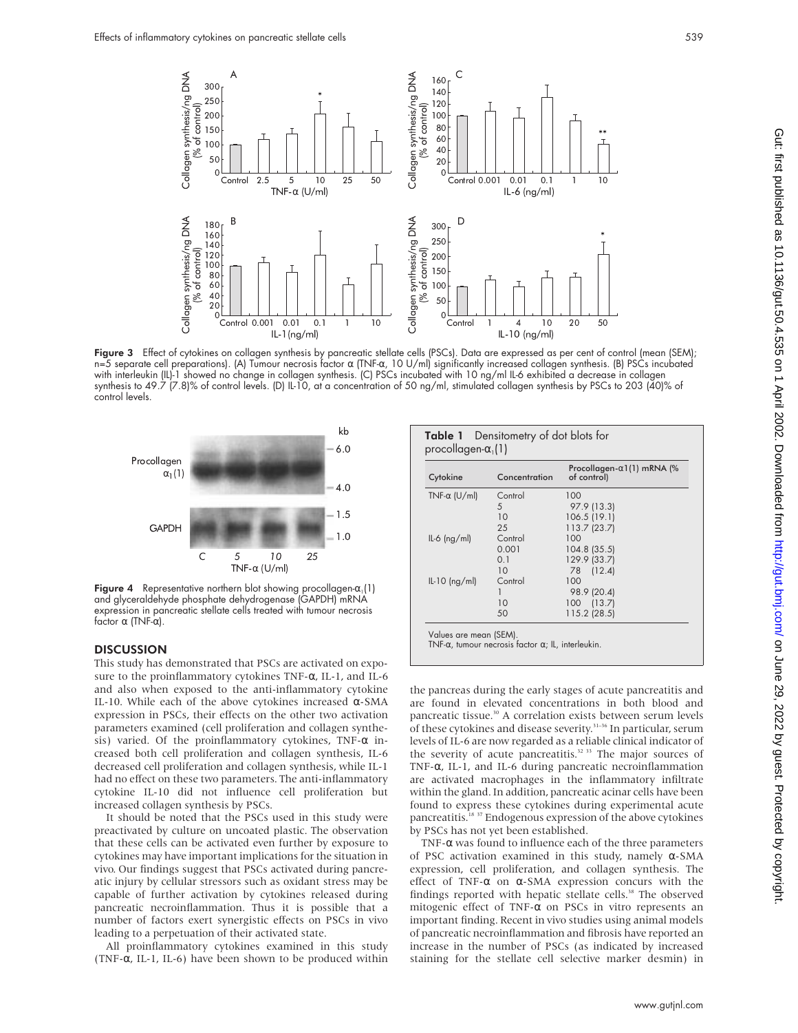Figure 3 Effect of cytokines on collagen synthesis by pancreatic stellate cells (PSCs). Data are expressed as per cent of control (mean (SEM); n=5 separate cell preparations). (A) Tumour necrosis factor α (TNF-α, 10 U/ml) significantly increased collagen synthesis. (B) PSCs incubated with interleukin (IL)-1 showed no change in collagen synthesis. (C) PSCs incubated with 10 ng/ml IL-6 exhibited a decrease in collagen synthesis to 49.7 (7.8)% of control levels. (D) IL-10, at a concentration of 50 ng/ml, stimulated collagen synthesis by PSCs to 203 (40)% of control levels.

Figure 4 Representative northern blot showing procollagen-$\alpha_1$(1) and glyceraldehyde phosphate dehydrogenase (GAPDH) mRNA expression in pancreatic stellate cells treated with tumour necrosis factor α (TNF-α).

**Table 1** Densitometry of dot blots for procollagen-$\alpha_1$(1)

| Cytokine | Concentration | Procollagen-α1(1) mRNA (% of control) |
|---|---|---|
| TNF-α (U/ml) | Control | 100 |
| | 5 | 97.9 (13.3) |
| | 10 | 106.5 (19.1) |
| | 25 | 113.7 (23.7) |
| IL-6 (ng/ml) | Control | 100 |
| | 0.001 | 104.8 (35.5) |
| | 0.1 | 129.9 (33.7) |
| | 10 | 78 (12.4) |
| IL-10 (ng/ml) | Control | 100 |
| | 1 | 98.9 (20.4) |
| | 10 | 100 (13.7) |
| | 50 | 115.2 (28.5) |

Values are mean (SEM).
TNF-α, tumour necrosis factor α; IL, interleukin.

## DISCUSSION

This study has demonstrated that PSCs are activated on exposure to the proinflammatory cytokines TNF-α, IL-1, and IL-6 and also when exposed to the anti-inflammatory cytokine IL-10. While each of the above cytokines increased α-SMA expression in PSCs, their effects on the other two activation parameters examined (cell proliferation and collagen synthesis) varied. Of the proinflammatory cytokines, TNF-α increased both cell proliferation and collagen synthesis, IL-6 decreased cell proliferation and collagen synthesis, while IL-1 had no effect on these two parameters. The anti-inflammatory cytokine IL-10 did not influence cell proliferation but increased collagen synthesis by PSCs.

It should be noted that the PSCs used in this study were preactivated by culture on uncoated plastic. The observation that these cells can be activated even further by exposure to cytokines may have important implications for the situation in vivo. Our findings suggest that PSCs activated during pancreatic injury by cellular stressors such as oxidant stress may be capable of further activation by cytokines released during pancreatic necroinflammation. Thus it is possible that a number of factors exert synergistic effects on PSCs in vivo leading to a perpetuation of their activated state.

All proinflammatory cytokines examined in this study (TNF-α, IL-1, IL-6) have been shown to be produced within the pancreas during the early stages of acute pancreatitis and are found in elevated concentrations in both blood and pancreatic tissue.[30] A correlation exists between serum levels of these cytokines and disease severity.[31–36] In particular, serum levels of IL-6 are now regarded as a reliable clinical indicator of the severity of acute pancreatitis.[32 33] The major sources of TNF-α, IL-1, and IL-6 during pancreatic necroinflammation are activated macrophages in the inflammatory infiltrate within the gland. In addition, pancreatic acinar cells have been found to express these cytokines during experimental acute pancreatitis.[18 37] Endogenous expression of the above cytokines by PSCs has not yet been established.

TNF-α was found to influence each of the three parameters of PSC activation examined in this study, namely α-SMA expression, cell proliferation, and collagen synthesis. The effect of TNF-α on α-SMA expression concurs with the findings reported with hepatic stellate cells.[38] The observed mitogenic effect of TNF-α on PSCs in vitro represents an important finding. Recent in vivo studies using animal models of pancreatic necroinflammation and fibrosis have reported an increase in the number of PSCs (as indicated by increased staining for the stellate cell selective marker desmin) in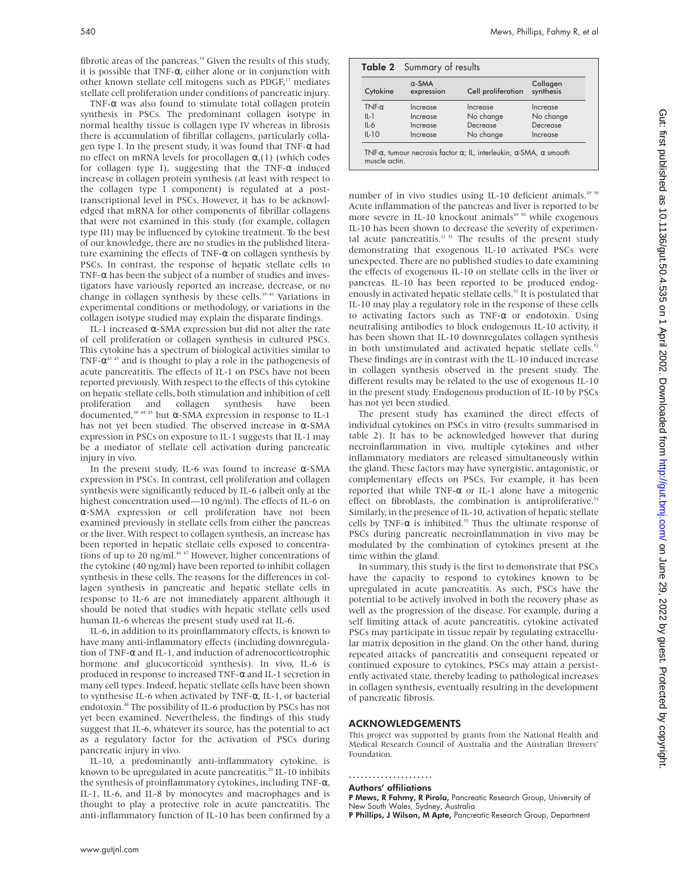fibrotic areas of the pancreas.[14] Given the results of this study, it is possible that TNF-α, either alone or in conjunction with other known stellate cell mitogens such as PDGF,[17] mediates stellate cell proliferation under conditions of pancreatic injury.

TNF-α was also found to stimulate total collagen protein synthesis in PSCs. The predominant collagen isotype in normal healthy tissue is collagen type IV whereas in fibrosis there is accumulation of fibrillar collagens, particularly collagen type I. In the present study, it was found that TNF-α had no effect on mRNA levels for procollagen $\alpha_1(1)$ (which codes for collagen type I), suggesting that the TNF-α induced increase in collagen protein synthesis (at least with respect to the collagen type I component) is regulated at a post-transcriptional level in PSCs. However, it has to be acknowledged that mRNA for other components of fibrillar collagens that were not examined in this study (for example, collagen type III) may be influenced by cytokine treatment. To the best of our knowledge, there are no studies in the published literature examining the effects of TNF-α on collagen synthesis by PSCs. In contrast, the response of hepatic stellate cells to TNF-α has been the subject of a number of studies and investigators have variously reported an increase, decrease, or no change in collagen synthesis by these cells.[39–41] Variations in experimental conditions or methodology, or variations in the collagen isotype studied may explain the disparate findings.

IL-1 increased α-SMA expression but did not alter the rate of cell proliferation or collagen synthesis in cultured PSCs. This cytokine has a spectrum of biological activities similar to TNF-α[42 43] and is thought to play a role in the pathogenesis of acute pancreatitis. The effects of IL-1 on PSCs have not been reported previously. With respect to the effects of this cytokine on hepatic stellate cells, both stimulation and inhibition of cell proliferation and collagen synthesis have been documented,[38 44 45] but α-SMA expression in response to IL-1 has not yet been studied. The observed increase in α-SMA expression in PSCs on exposure to IL-1 suggests that IL-1 may be a mediator of stellate cell activation during pancreatic injury in vivo.

In the present study, IL-6 was found to increase α-SMA expression in PSCs. In contrast, cell proliferation and collagen synthesis were significantly reduced by IL-6 (albeit only at the highest concentration used—10 ng/ml). The effects of IL-6 on α-SMA expression or cell proliferation have not been examined previously in stellate cells from either the pancreas or the liver. With respect to collagen synthesis, an increase has been reported in hepatic stellate cells exposed to concentrations of up to 20 ng/ml.[46 47] However, higher concentrations of the cytokine (40 ng/ml) have been reported to inhibit collagen synthesis in these cells. The reasons for the differences in collagen synthesis in pancreatic and hepatic stellate cells in response to IL-6 are not immediately apparent although it should be noted that studies with hepatic stellate cells used human IL-6 whereas the present study used rat IL-6.

IL-6, in addition to its proinflammatory effects, is known to have many anti-inflammatory effects (including downregulation of TNF-α and IL-1, and induction of adrenocorticotrophic hormone and glucocorticoid synthesis). In vivo, IL-6 is produced in response to increased TNF-α and IL-1 secretion in many cell types. Indeed, hepatic stellate cells have been shown to synthesise IL-6 when activated by TNF-α, IL-1, or bacterial endotoxin.[48] The possibility of IL-6 production by PSCs has not yet been examined. Nevertheless, the findings of this study suggest that IL-6, whatever its source, has the potential to act as a regulatory factor for the activation of PSCs during pancreatic injury in vivo.

IL-10, a predominantly anti-inflammatory cytokine, is known to be upregulated in acute pancreatitis.[20] IL-10 inhibits the synthesis of proinflammatory cytokines, including TNF-α, IL-1, IL-6, and IL-8 by monocytes and macrophages and is thought to play a protective role in acute pancreatitis. The anti-inflammatory function of IL-10 has been confirmed by a number of in vivo studies using IL-10 deficient animals.[49 50] Acute inflammation of the pancreas and liver is reported to be more severe in IL-10 knockout animals[49 50] while exogenous IL-10 has been shown to decrease the severity of experimental acute pancreatitis.[21 51] The results of the present study demonstrating that exogenous IL-10 activated PSCs were unexpected. There are no published studies to date examining the effects of exogenous IL-10 on stellate cells in the liver or pancreas. IL-10 has been reported to be produced endogenously in activated hepatic stellate cells.[52] It is postulated that IL-10 may play a regulatory role in the response of these cells to activating factors such as TNF-α or endotoxin. Using neutralising antibodies to block endogenous IL-10 activity, it has been shown that IL-10 downregulates collagen synthesis in both unstimulated and activated hepatic stellate cells.[52] These findings are in contrast with the IL-10 induced increase in collagen synthesis observed in the present study. The different results may be related to the use of exogenous IL-10 in the present study. Endogenous production of IL-10 by PSCs has not yet been studied.

**Table 2** Summary of results

| Cytokine | α-SMA expression | Cell proliferation | Collagen synthesis |
|---|---|---|---|
| TNF-α | Increase | Increase | Increase |
| IL-1 | Increase | No change | No change |
| IL-6 | Increase | Decrease | Decrease |
| IL-10 | Increase | No change | Increase |

TNF-α, tumour necrosis factor α; IL, interleukin; α-SMA, α smooth muscle actin.

The present study has examined the direct effects of individual cytokines on PSCs in vitro (results summarised in table 2). It has to be acknowledged however that during necroinflammation in vivo, multiple cytokines and other inflammatory mediators are released simultaneously within the gland. These factors may have synergistic, antagonistic, or complementary effects on PSCs. For example, it has been reported that while TNF-α or IL-1 alone have a mitogenic effect on fibroblasts, the combination is antiproliferative.[53] Similarly, in the presence of IL-10, activation of hepatic stellate cells by TNF-α is inhibited.[52] Thus the ultimate response of PSCs during pancreatic necroinflammation in vivo may be modulated by the combination of cytokines present at the time within the gland.

In summary, this study is the first to demonstrate that PSCs have the capacity to respond to cytokines known to be upregulated in acute pancreatitis. As such, PSCs have the potential to be actively involved in both the recovery phase as well as the progression of the disease. For example, during a self limiting attack of acute pancreatitis, cytokine activated PSCs may participate in tissue repair by regulating extracellular matrix deposition in the gland. On the other hand, during repeated attacks of pancreatitis and consequent repeated or continued exposure to cytokines, PSCs may attain a persistently activated state, thereby leading to pathological increases in collagen synthesis, eventually resulting in the development of pancreatic fibrosis.

## ACKNOWLEDGEMENTS

This project was supported by grants from the National Health and Medical Research Council of Australia and the Australian Brewers' Foundation.

### Authors' affiliations

**P Mews, R Fahmy, R Pirola,** Pancreatic Research Group, University of New South Wales, Sydney, Australia

**P Phillips, J Wilson, M Apte,** Pancreatic Research Group, Department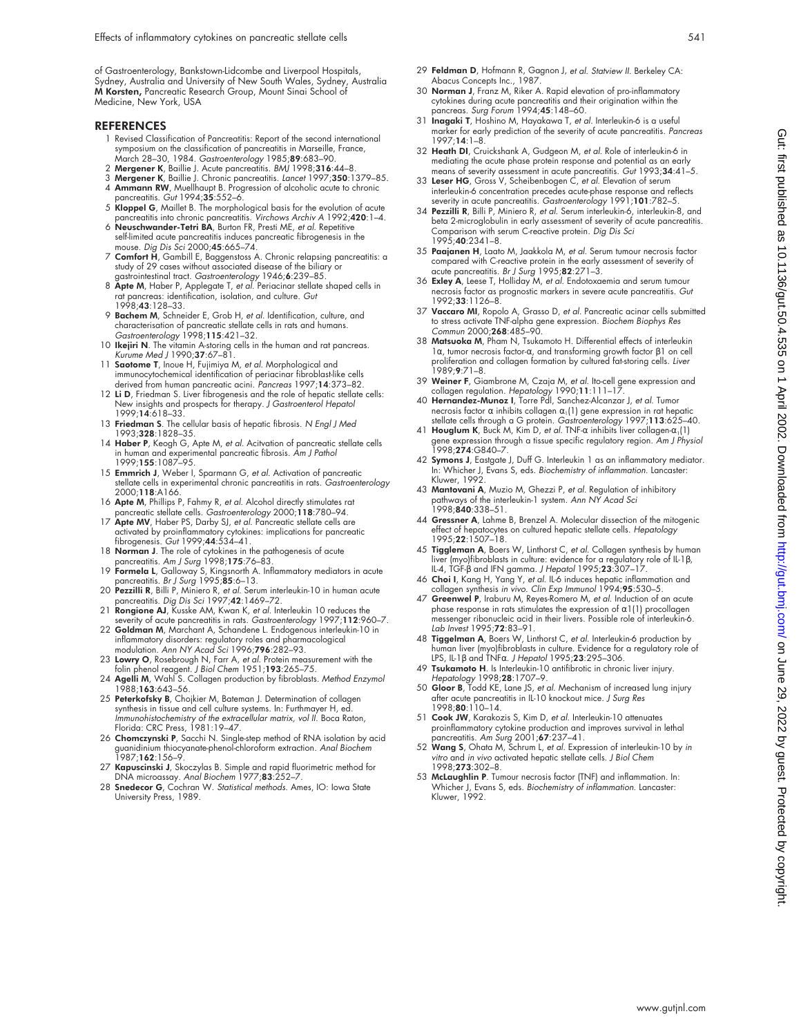of Gastroenterology, Bankstown-Lidcombe and Liverpool Hospitals, Sydney, Australia and University of New South Wales, Sydney, Australia
**M Korsten,** Pancreatic Research Group, Mount Sinai School of Medicine, New York, USA

## REFERENCES

1. Revised Classification of Pancreatitis: Report of the second international symposium on the classification of pancreatitis in Marseille, France, March 28–30, 1984. *Gastroenterology* 1985;**89**:683–90.
2. **Mergener K**, Baillie J. Acute pancreatitis. *BMJ* 1998;**316**:44–8.
3. **Mergener K**, Baillie J. Chronic pancreatitis. *Lancet* 1997;**350**:1379–85.
4. **Ammann RW**, Muellhaupt B. Progression of alcoholic acute to chronic pancreatitis. *Gut* 1994;**35**:552–6.
5. **Kloppel G**, Maillet B. The morphological basis for the evolution of acute pancreatitis into chronic pancreatitis. *Virchows Archiv A* 1992;**420**:1–4.
6. **Neuschwander-Tetri BA**, Burton FR, Presti ME, *et al*. Repetitive self-limited acute pancreatitis induces pancreatic fibrogenesis in the mouse. *Dig Dis Sci* 2000;**45**:665–74.
7. **Comfort H**, Gambill E, Baggenstoss A. Chronic relapsing pancreatitis: a study of 29 cases without associated disease of the biliary or gastrointestinal tract. *Gastroenterology* 1946;**6**:239–85.
8. **Apte M**, Haber P, Applegate T, *et al*. Periacinar stellate shaped cells in rat pancreas: identification, isolation, and culture. *Gut* 1998;**43**:128–33.
9. **Bachem M**, Schneider E, Grob H, *et al*. Identification, culture, and characterisation of pancreatic stellate cells in rats and humans. *Gastroenterology* 1998;**115**:421–32.
10. **Ikejiri N**. The vitamin A-storing cells in the human and rat pancreas. *Kurume Med J* 1990;**37**:67–81.
11. **Saotome T**, Inoue H, Fujimiya M, *et al*. Morphological and immunocytochemical identification of periacinar fibroblast-like cells derived from human pancreatic acini. *Pancreas* 1997;**14**:373–82.
12. **Li D**, Friedman S. Liver fibrogenesis and the role of hepatic stellate cells: New insights and prospects for therapy. *J Gastroenterol Hepatol* 1999;**14**:618–33.
13. **Friedman S**. The cellular basis of hepatic fibrosis. *N Engl J Med* 1993;**328**:1828–35.
14. **Haber P**, Keogh G, Apte M, *et al*. Acitvation of pancreatic stellate cells in human and experimental pancreatic fibrosis. *Am J Pathol* 1999;**155**:1087–95.
15. **Emmrich J**, Weber I, Sparmann G, *et al*. Activation of pancreatic stellate cells in experimental chronic pancreatitis in rats. *Gastroenterology* 2000;**118**:A166.
16. **Apte M**, Phillips P, Fahmy R, *et al*. Alcohol directly stimulates rat pancreatic stellate cells. *Gastroenterology* 2000;**118**:780–94.
17. **Apte MV**, Haber PS, Darby SJ, *et al*. Pancreatic stellate cells are activated by proinflammatory cytokines: implications for pancreatic fibrogenesis. *Gut* 1999;**44**:534–41.
18. **Norman J**. The role of cytokines in the pathogenesis of acute pancreatitis. *Am J Surg* 1998;**175**:76–83.
19. **Formela L**, Galloway S, Kingsnorth A. Inflammatory mediators in acute pancreatitis. *Br J Surg* 1995;**85**:6–13.
20. **Pezzilli R**, Billi P, Miniero R, *et al*. Serum interleukin-10 in human acute pancreatitis. *Dig Dis Sci* 1997;**42**:1469–72.
21. **Rongione AJ**, Kusske AM, Kwan K, *et al*. Interleukin 10 reduces the severity of acute pancreatitis in rats. *Gastroenterology* 1997;**112**:960–7.
22. **Goldman M**, Marchant A, Schandene L. Endogenous interleukin-10 in inflammatory disorders: regulatory roles and pharmacological modulation. *Ann NY Acad Sci* 1996;**796**:282–93.
23. **Lowry O**, Rosebrough N, Farr A, *et al*. Protein measurement with the folin phenol reagent. *J Biol Chem* 1951;**193**:265–75.
24. **Agelli M**, Wahl S. Collagen production by fibroblasts. *Method Enzymol* 1988;**163**:643–56.
25. **Peterkofsky B**, Chojkier M, Bateman J. Determination of collagen synthesis in tissue and cell culture systems. In: Furthmayer H, ed. *Immunohistochemistry of the extracellular matrix, vol II*. Boca Raton, Florida: CRC Press, 1981:19–47.
26. **Chomczynski P**, Sacchi N. Single-step method of RNA isolation by acid guanidinium thiocyanate-phenol-chloroform extraction. *Anal Biochem* 1987;**162**:156–9.
27. **Kapuscinski J**, Skoczylas B. Simple and rapid fluorimetric method for DNA microassay. *Anal Biochem* 1977;**83**:252–7.
28. **Snedecor G**, Cochran W. *Statistical methods*. Ames, IO: Iowa State University Press, 1989.
29. **Feldman D**, Hofmann R, Gagnon J, *et al*. *Statview II*. Berkeley CA: Abacus Concepts Inc., 1987.
30. **Norman J**, Franz M, Riker A. Rapid elevation of pro-inflammatory cytokines during acute pancreatitis and their origination within the pancreas. *Surg Forum* 1994;**45**:148–60.
31. **Inagaki T**, Hoshino M, Hayakawa T, *et al*. Interleukin-6 is a useful marker for early prediction of the severity of acute pancreatitis. *Pancreas* 1997;**14**:1–8.
32. **Heath DI**, Cruickshank A, Gudgeon M, *et al*. Role of interleukin-6 in mediating the acute phase protein response and potential as an early means of severity assessment in acute pancreatitis. *Gut* 1993;**34**:41–5.
33. **Leser HG**, Gross V, Scheibenbogen C, *et al*. Elevation of serum interleukin-6 concentration precedes acute-phase response and reflects severity in acute pancreatitis. *Gastroenterology* 1991;**101**:782–5.
34. **Pezzilli R**, Billi P, Miniero R, *et al*. Serum interleukin-6, interleukin-8, and beta 2-microglobulin in early assessment of severity of acute pancreatitis. Comparison with serum C-reactive protein. *Dig Dis Sci* 1995;**40**:2341–8.
35. **Paajanen H**, Laato M, Jaakkola M, *et al*. Serum tumour necrosis factor compared with C-reactive protein in the early assessment of severity of acute pancreatitis. *Br J Surg* 1995;**82**:271–3.
36. **Exley A**, Leese T, Holliday M, *et al*. Endotoxaemia and serum tumour necrosis factor as prognostic markers in severe acute pancreatitis. *Gut* 1992;**33**:1126–8.
37. **Vaccaro MI**, Ropolo A, Grasso D, *et al*. Pancreatic acinar cells submitted to stress activate TNF-alpha gene expression. *Biochem Biophys Res Commun* 2000;**268**:485–90.
38. **Matsuoka M**, Pham N, Tsukamoto H. Differential effects of interleukin 1α, tumor necrosis factor-α, and transforming growth factor β1 on cell proliferation and collagen formation by cultured fat-storing cells. *Liver* 1989;**9**:71–8.
39. **Weiner F**, Giambrone M, Czaja M, *et al*. Ito-cell gene expression and collagen regulation. *Hepatology* 1990;**11**:111–17.
40. **Hernandez-Munoz I**, Torre Pdl, Sanchez-Alcanzar J, *et al*. Tumor necrosis factor α inhibits collagen $\alpha_1$(1) gene expression in rat hepatic stellate cells through a G protein. *Gastroenterology* 1997;**113**:625–40.
41. **Houglum K**, Buck M, Kim D, *et al*. TNF-α inhibits liver collagen-$\alpha_1$(1) gene expression through a tissue specific regulatory region. *Am J Physiol* 1998;**274**:G840–7.
42. **Symons J**, Eastgate J, Duff G. Interleukin 1 as an inflammatory mediator. In: Whicher J, Evans S, eds. *Biochemistry of inflammation*. Lancaster: Kluwer, 1992.
43. **Mantovani A**, Muzio M, Ghezzi P, *et al*. Regulation of inhibitory pathways of the interleukin-1 system. *Ann NY Acad Sci* 1998;**840**:338–51.
44. **Gressner A**, Lahme B, Brenzel A. Molecular dissection of the mitogenic effect of hepatocytes on cultured hepatic stellate cells. *Hepatology* 1995;**22**:1507–18.
45. **Tiggleman A**, Boers W, Linthorst C, *et al*. Collagen synthesis by human liver (myo)fibroblasts in culture: evidence for a regulatory role of IL-1β, IL-4, TGF-β and IFN gamma. *J Hepatol* 1995;**23**:307–17.
46. **Choi I**, Kang H, Yang Y, *et al*. IL-6 induces hepatic inflammation and collagen synthesis *in vivo*. *Clin Exp Immunol* 1994;**95**:530–5.
47. **Greenwel P**, Iraburu M, Reyes-Romero M, *et al*. Induction of an acute phase response in rats stimulates the expression of α1(1) procollagen messenger ribonucleic acid in their livers. Possible role of interleukin-6. *Lab Invest* 1995;**72**:83–91.
48. **Tiggelman A**, Boers W, Linthorst C, *et al*. Interleukin-6 production by human liver (myo)fibroblasts in culture. Evidence for a regulatory role of LPS, IL-1β and TNFα. *J Hepatol* 1995;**23**:295–306.
49. **Tsukamoto H**. Is Interleukin-10 antifibrotic in chronic liver injury. *Hepatology* 1998;**28**:1707–9.
50. **Gloor B**, Todd KE, Lane JS, *et al*. Mechanism of increased lung injury after acute pancreatitis in IL-10 knockout mice. *J Surg Res* 1998;**80**:110–14.
51. **Cook JW**, Karakozis S, Kim D, *et al*. Interleukin-10 attenuates proinflammatory cytokine production and improves survival in lethal pancreatitis. *Am Surg* 2001;**67**:237–41.
52. **Wang S**, Ohata M, Schrum L, *et al*. Expression of interleukin-10 by *in vitro* and *in vivo* activated hepatic stellate cells. *J Biol Chem* 1998;**273**:302–8.
53. **McLaughlin P**. Tumour necrosis factor (TNF) and inflammation. In: Whicher J, Evans S, eds. *Biochemistry of inflammation*. Lancaster: Kluwer, 1992.